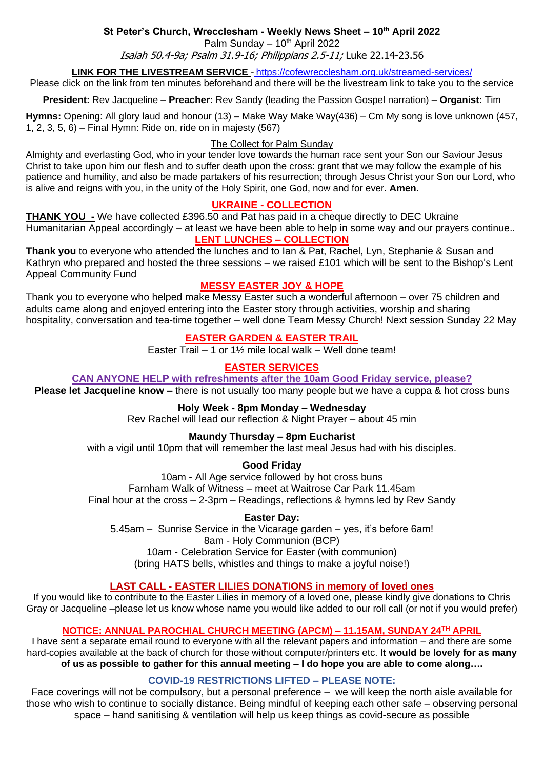# St Peter's Church, Wrecclesham - Weekly News Sheet – 10th April 2022

Palm Sunday – 10th April 2022

*Isaiah 50.4-9a; Psalm 31.9-16; Philippians 2.5-11;* Luke 22.14-23.56

**LINK FOR THE LIVESTREAM SERVICE** - https://cofewrecclesham.org.uk/streamed-services/

Please click on the link from ten minutes beforehand and there will be the livestream link to take you to the service

**President:** Rev Jacqueline – **Preacher:** Rev Sandy (leading the Passion Gospel narration) – **Organist:** Tim

**Hymns:** Opening: All glory laud and honour (13) **–** Make Way Make Way(436) – Cm My song is love unknown (457, 1, 2, 3, 5, 6) – Final Hymn: Ride on, ride on in majesty (567)

The Collect for Palm Sunday

Almighty and everlasting God, who in your tender love towards the human race sent your Son our Saviour Jesus Christ to take upon him our flesh and to suffer death upon the cross: grant that we may follow the example of his patience and humility, and also be made partakers of his resurrection; through Jesus Christ your Son our Lord, who is alive and reigns with you, in the unity of the Holy Spirit, one God, now and for ever. **Amen.**

## UKRAINE - COLLECTION

**THANK YOU -** We have collected £396.50 and Pat has paid in a cheque directly to DEC Ukraine Humanitarian Appeal accordingly – at least we have been able to help in some way and our prayers continue..

## LENT LUNCHES – COLLECTION

**Thank you** to everyone who attended the lunches and to Ian & Pat, Rachel, Lyn, Stephanie & Susan and Kathryn who prepared and hosted the three sessions – we raised £101 which will be sent to the Bishop's Lent Appeal Community Fund

## MESSY EASTER JOY & HOPE

Thank you to everyone who helped make Messy Easter such a wonderful afternoon – over 75 children and adults came along and enjoyed entering into the Easter story through activities, worship and sharing hospitality, conversation and tea-time together – well done Team Messy Church! Next session Sunday 22 May

## EASTER GARDEN & EASTER TRAIL

Easter Trail – 1 or 1½ mile local walk – Well done team!

## EASTER SERVICES

**CAN ANYONE HELP with refreshments after the 10am Good Friday service, please?**

**Please let Jacqueline know –** there is not usually too many people but we have a cuppa & hot cross buns

**Holy Week - 8pm Monday – Wednesday**

Rev Rachel will lead our reflection & Night Prayer – about 45 min

**Maundy Thursday – 8pm Eucharist**

with a vigil until 10pm that will remember the last meal Jesus had with his disciples.

**Good Friday**

10am - All Age service followed by hot cross buns

Farnham Walk of Witness – meet at Waitrose Car Park 11.45am

Final hour at the cross – 2-3pm – Readings, reflections & hymns led by Rev Sandy

**Easter Day:**

5.45am – Sunrise Service in the Vicarage garden – yes, it's before 6am!

8am - Holy Communion (BCP)

10am - Celebration Service for Easter (with communion)

(bring HATS bells, whistles and things to make a joyful noise!)

## LAST CALL - EASTER LILIES DONATIONS in memory of loved ones

If you would like to contribute to the Easter Lilies in memory of a loved one, please kindly give donations to Chris Gray or Jacqueline –please let us know whose name you would like added to our roll call (or not if you would prefer)

## NOTICE: ANNUAL PAROCHIAL CHURCH MEETING (APCM) – 11.15AM, SUNDAY 24TH APRIL

I have sent a separate email round to everyone with all the relevant papers and information – and there are some hard-copies available at the back of church for those without computer/printers etc. **It would be lovely for as many of us as possible to gather for this annual meeting – I do hope you are able to come along….**

## COVID-19 RESTRICTIONS LIFTED – PLEASE NOTE:

Face coverings will not be compulsory, but a personal preference – we will keep the north aisle available for those who wish to continue to socially distance. Being mindful of keeping each other safe – observing personal space – hand sanitising & ventilation will help us keep things as covid-secure as possible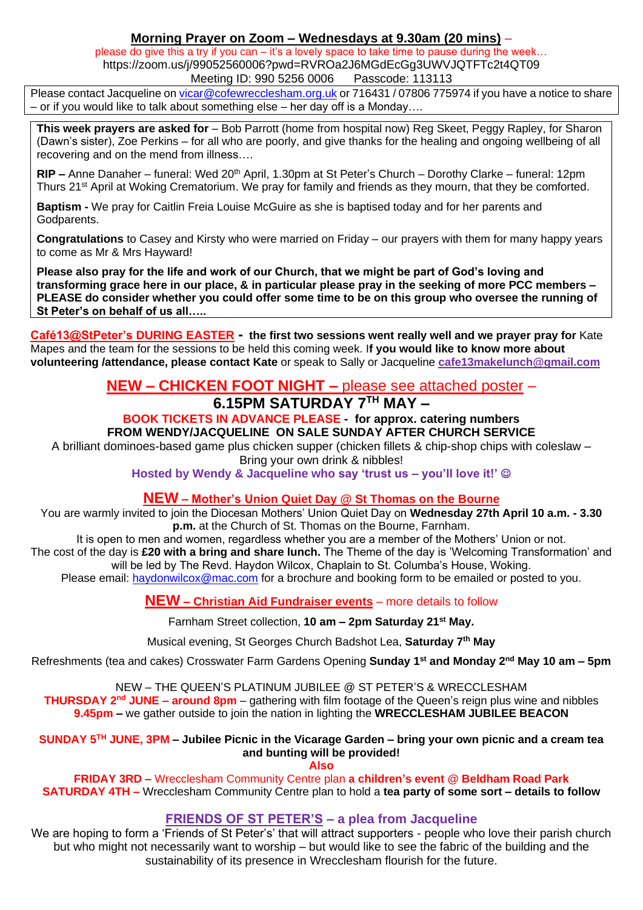**Morning Prayer on Zoom – Wednesdays at 9.30am (20 mins)** –

please do give this a try if you can – it's a lovely space to take time to pause during the week…

https://zoom.us/j/99052560006?pwd=RVROa2J6MGdEcGg3UWVJQTFTc2t4QT09

Meeting ID: 990 5256 0006 Passcode: 113113

Please contact Jacqueline on vicar@cofewrecclesham.org.uk or 716431 / 07806 775974 if you have a notice to share – or if you would like to talk about something else – her day off is a Monday….

**This week prayers are asked for** – Bob Parrott (home from hospital now) Reg Skeet, Peggy Rapley, for Sharon (Dawn's sister), Zoe Perkins – for all who are poorly, and give thanks for the healing and ongoing wellbeing of all recovering and on the mend from illness….

**RIP –** Anne Danaher – funeral: Wed 20th April, 1.30pm at St Peter's Church – Dorothy Clarke – funeral: 12pm Thurs 21st April at Woking Crematorium. We pray for family and friends as they mourn, that they be comforted.

**Baptism -** We pray for Caitlin Freia Louise McGuire as she is baptised today and for her parents and Godparents.

**Congratulations** to Casey and Kirsty who were married on Friday – our prayers with them for many happy years to come as Mr & Mrs Hayward!

**Please also pray for the life and work of our Church, that we might be part of God's loving and transforming grace here in our place, & in particular please pray in the seeking of more PCC members – PLEASE do consider whether you could offer some time to be on this group who oversee the running of St Peter's on behalf of us all…..**

**Café13@StPeter's DURING EASTER - the first two sessions went really well and we prayer pray for** Kate Mapes and the team for the sessions to be held this coming week. I**f you would like to know more about volunteering /attendance, please contact Kate** or speak to Sally or Jacqueline **cafe13makelunch@gmail.com**

## NEW – CHICKEN FOOT NIGHT – please see attached poster –

## 6.15PM SATURDAY 7TH MAY –

**BOOK TICKETS IN ADVANCE PLEASE - for approx. catering numbers**
**FROM WENDY/JACQUELINE ON SALE SUNDAY AFTER CHURCH SERVICE**

A brilliant dominoes-based game plus chicken supper (chicken fillets & chip-shop chips with coleslaw – Bring your own drink & nibbles!

**Hosted by Wendy & Jacqueline who say 'trust us – you'll love it!' ☺**

## NEW – Mother's Union Quiet Day @ St Thomas on the Bourne

You are warmly invited to join the Diocesan Mothers' Union Quiet Day on **Wednesday 27th April 10 a.m. - 3.30 p.m.** at the Church of St. Thomas on the Bourne, Farnham.

It is open to men and women, regardless whether you are a member of the Mothers' Union or not.

The cost of the day is **£20 with a bring and share lunch.** The Theme of the day is 'Welcoming Transformation' and will be led by The Revd. Haydon Wilcox, Chaplain to St. Columba's House, Woking.

Please email: haydonwilcox@mac.com for a brochure and booking form to be emailed or posted to you.

## NEW – Christian Aid Fundraiser events – more details to follow

Farnham Street collection, **10 am – 2pm Saturday 21st May.**

Musical evening, St Georges Church Badshot Lea, **Saturday 7th May**

Refreshments (tea and cakes) Crosswater Farm Gardens Opening **Sunday 1st and Monday 2nd May 10 am – 5pm**

NEW – THE QUEEN'S PLATINUM JUBILEE @ ST PETER'S & WRECCLESHAM

**THURSDAY 2nd JUNE – around 8pm** – gathering with film footage of the Queen's reign plus wine and nibbles

**9.45pm –** we gather outside to join the nation in lighting the **WRECCLESHAM JUBILEE BEACON**

**SUNDAY 5TH JUNE, 3PM – Jubilee Picnic in the Vicarage Garden – bring your own picnic and a cream tea and bunting will be provided!**

**Also**

**FRIDAY 3RD –** Wrecclesham Community Centre plan **a children's event @ Beldham Road Park**

**SATURDAY 4TH –** Wrecclesham Community Centre plan to hold a **tea party of some sort – details to follow**

## FRIENDS OF ST PETER'S – a plea from Jacqueline

We are hoping to form a 'Friends of St Peter's' that will attract supporters - people who love their parish church but who might not necessarily want to worship – but would like to see the fabric of the building and the sustainability of its presence in Wrecclesham flourish for the future.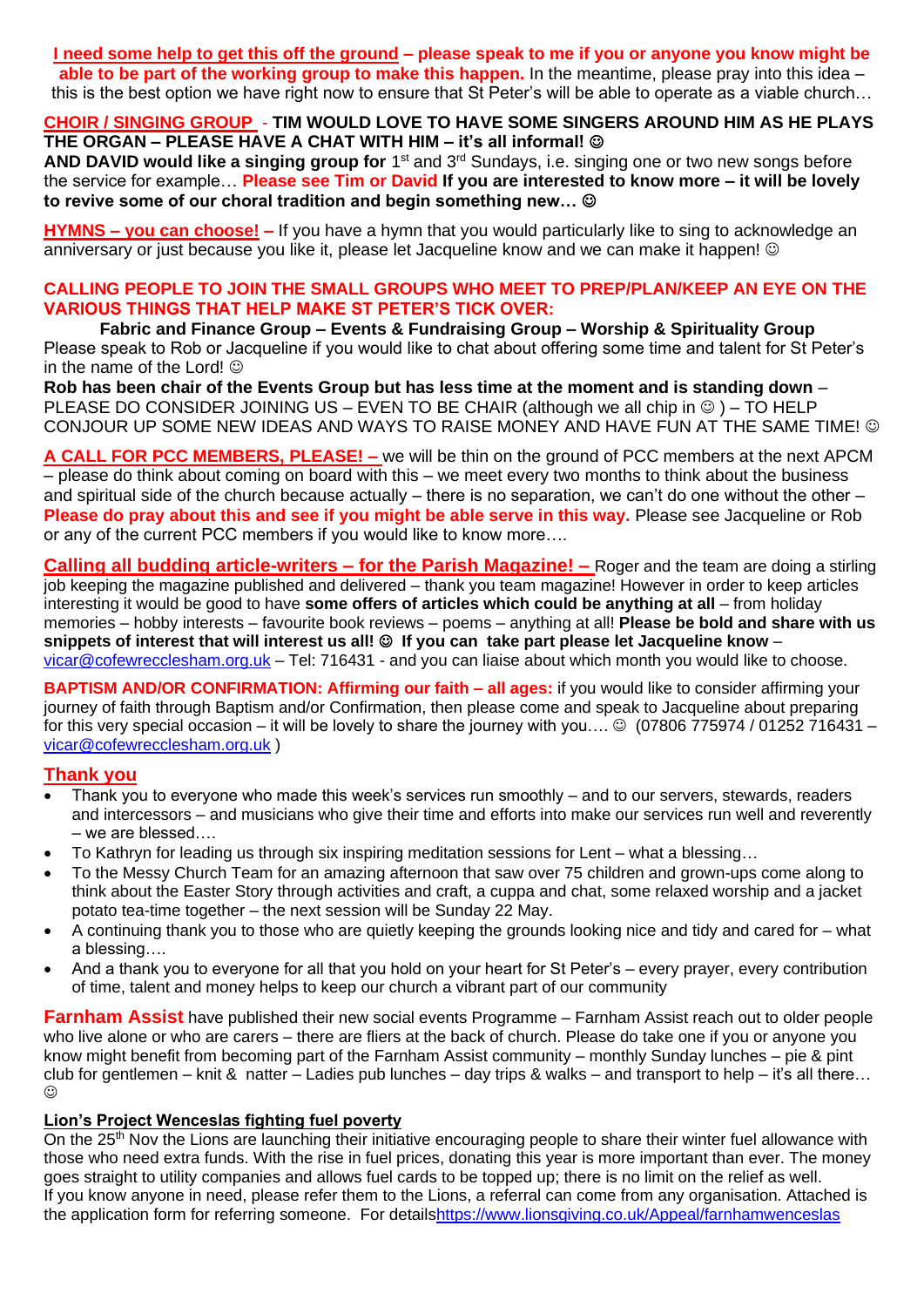**I need some help to get this off the ground – please speak to me if you or anyone you know might be able to be part of the working group to make this happen.** In the meantime, please pray into this idea – this is the best option we have right now to ensure that St Peter's will be able to operate as a viable church…

**CHOIR / SINGING GROUP - TIM WOULD LOVE TO HAVE SOME SINGERS AROUND HIM AS HE PLAYS THE ORGAN – PLEASE HAVE A CHAT WITH HIM – it's all informal! ☺**
**AND DAVID would like a singing group for** 1st and 3rd Sundays, i.e. singing one or two new songs before the service for example… **Please see Tim or David If you are interested to know more – it will be lovely to revive some of our choral tradition and begin something new… ☺**

**HYMNS – you can choose! –** If you have a hymn that you would particularly like to sing to acknowledge an anniversary or just because you like it, please let Jacqueline know and we can make it happen! ☺

**CALLING PEOPLE TO JOIN THE SMALL GROUPS WHO MEET TO PREP/PLAN/KEEP AN EYE ON THE VARIOUS THINGS THAT HELP MAKE ST PETER'S TICK OVER:**

**Fabric and Finance Group – Events & Fundraising Group – Worship & Spirituality Group**

Please speak to Rob or Jacqueline if you would like to chat about offering some time and talent for St Peter's in the name of the Lord! ☺

**Rob has been chair of the Events Group but has less time at the moment and is standing down** – PLEASE DO CONSIDER JOINING US – EVEN TO BE CHAIR (although we all chip in ☺ ) – TO HELP CONJOUR UP SOME NEW IDEAS AND WAYS TO RAISE MONEY AND HAVE FUN AT THE SAME TIME! ☺

**A CALL FOR PCC MEMBERS, PLEASE! –** we will be thin on the ground of PCC members at the next APCM – please do think about coming on board with this – we meet every two months to think about the business and spiritual side of the church because actually – there is no separation, we can't do one without the other – **Please do pray about this and see if you might be able serve in this way.** Please see Jacqueline or Rob or any of the current PCC members if you would like to know more….

**Calling all budding article-writers – for the Parish Magazine! –** Roger and the team are doing a stirling job keeping the magazine published and delivered – thank you team magazine! However in order to keep articles interesting it would be good to have **some offers of articles which could be anything at all** – from holiday memories – hobby interests – favourite book reviews – poems – anything at all! **Please be bold and share with us snippets of interest that will interest us all! ☺ If you can take part please let Jacqueline know** – vicar@cofewrecclesham.org.uk – Tel: 716431 - and you can liaise about which month you would like to choose.

**BAPTISM AND/OR CONFIRMATION: Affirming our faith – all ages:** if you would like to consider affirming your journey of faith through Baptism and/or Confirmation, then please come and speak to Jacqueline about preparing for this very special occasion – it will be lovely to share the journey with you…. ☺ (07806 775974 / 01252 716431 – vicar@cofewrecclesham.org.uk )

## Thank you

- Thank you to everyone who made this week's services run smoothly – and to our servers, stewards, readers and intercessors – and musicians who give their time and efforts into make our services run well and reverently – we are blessed….
- To Kathryn for leading us through six inspiring meditation sessions for Lent – what a blessing…
- To the Messy Church Team for an amazing afternoon that saw over 75 children and grown-ups come along to think about the Easter Story through activities and craft, a cuppa and chat, some relaxed worship and a jacket potato tea-time together – the next session will be Sunday 22 May.
- A continuing thank you to those who are quietly keeping the grounds looking nice and tidy and cared for – what a blessing….
- And a thank you to everyone for all that you hold on your heart for St Peter's – every prayer, every contribution of time, talent and money helps to keep our church a vibrant part of our community

**Farnham Assist** have published their new social events Programme – Farnham Assist reach out to older people who live alone or who are carers – there are fliers at the back of church. Please do take one if you or anyone you know might benefit from becoming part of the Farnham Assist community – monthly Sunday lunches – pie & pint club for gentlemen – knit & natter – Ladies pub lunches – day trips & walks – and transport to help – it's all there… ☺

**Lion's Project Wenceslas fighting fuel poverty**

On the 25th Nov the Lions are launching their initiative encouraging people to share their winter fuel allowance with those who need extra funds. With the rise in fuel prices, donating this year is more important than ever. The money goes straight to utility companies and allows fuel cards to be topped up; there is no limit on the relief as well.
If you know anyone in need, please refer them to the Lions, a referral can come from any organisation. Attached is the application form for referring someone. For detailshttps://www.lionsgiving.co.uk/Appeal/farnhamwenceslas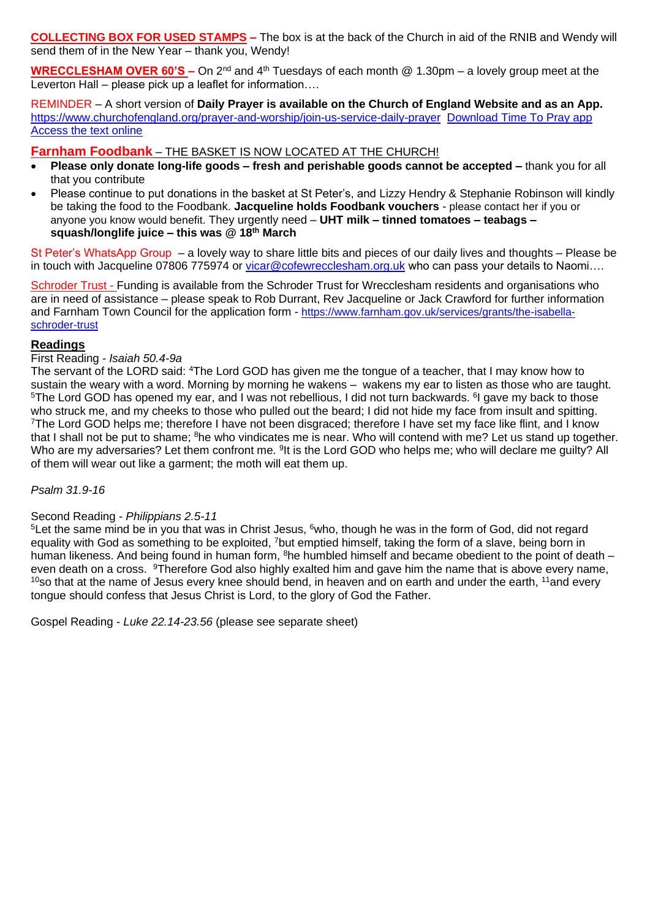**COLLECTING BOX FOR USED STAMPS –** The box is at the back of the Church in aid of the RNIB and Wendy will send them of in the New Year – thank you, Wendy!

**WRECCLESHAM OVER 60'S –** On 2nd and 4th Tuesdays of each month @ 1.30pm – a lovely group meet at the Leverton Hall – please pick up a leaflet for information….

REMINDER – A short version of **Daily Prayer is available on the Church of England Website and as an App.** https://www.churchofengland.org/prayer-and-worship/join-us-service-daily-prayer Download Time To Pray app Access the text online

**Farnham Foodbank** – THE BASKET IS NOW LOCATED AT THE CHURCH!

- **Please only donate long-life goods – fresh and perishable goods cannot be accepted –** thank you for all that you contribute
- Please continue to put donations in the basket at St Peter's, and Lizzy Hendry & Stephanie Robinson will kindly be taking the food to the Foodbank. **Jacqueline holds Foodbank vouchers** - please contact her if you or anyone you know would benefit. They urgently need – **UHT milk – tinned tomatoes – teabags – squash/longlife juice – this was @ 18th March**

St Peter's WhatsApp Group – a lovely way to share little bits and pieces of our daily lives and thoughts – Please be in touch with Jacqueline 07806 775974 or vicar@cofewrecclesham.org.uk who can pass your details to Naomi….

Schroder Trust - Funding is available from the Schroder Trust for Wrecclesham residents and organisations who are in need of assistance – please speak to Rob Durrant, Rev Jacqueline or Jack Crawford for further information and Farnham Town Council for the application form - https://www.farnham.gov.uk/services/grants/the-isabella-schroder-trust

## Readings

First Reading - *Isaiah 50.4-9a*

The servant of the LORD said: [4]The Lord GOD has given me the tongue of a teacher, that I may know how to sustain the weary with a word. Morning by morning he wakens – wakens my ear to listen as those who are taught. [5]The Lord GOD has opened my ear, and I was not rebellious, I did not turn backwards. [6]I gave my back to those who struck me, and my cheeks to those who pulled out the beard; I did not hide my face from insult and spitting. [7]The Lord GOD helps me; therefore I have not been disgraced; therefore I have set my face like flint, and I know that I shall not be put to shame; [8]he who vindicates me is near. Who will contend with me? Let us stand up together. Who are my adversaries? Let them confront me. [9]It is the Lord GOD who helps me; who will declare me guilty? All of them will wear out like a garment; the moth will eat them up.

*Psalm 31.9-16*

Second Reading - *Philippians 2.5-11*

[5]Let the same mind be in you that was in Christ Jesus, [6]who, though he was in the form of God, did not regard equality with God as something to be exploited, [7]but emptied himself, taking the form of a slave, being born in human likeness. And being found in human form, [8]he humbled himself and became obedient to the point of death – even death on a cross. [9]Therefore God also highly exalted him and gave him the name that is above every name, [10]so that at the name of Jesus every knee should bend, in heaven and on earth and under the earth, [11]and every tongue should confess that Jesus Christ is Lord, to the glory of God the Father.

Gospel Reading - *Luke 22.14-23.56* (please see separate sheet)